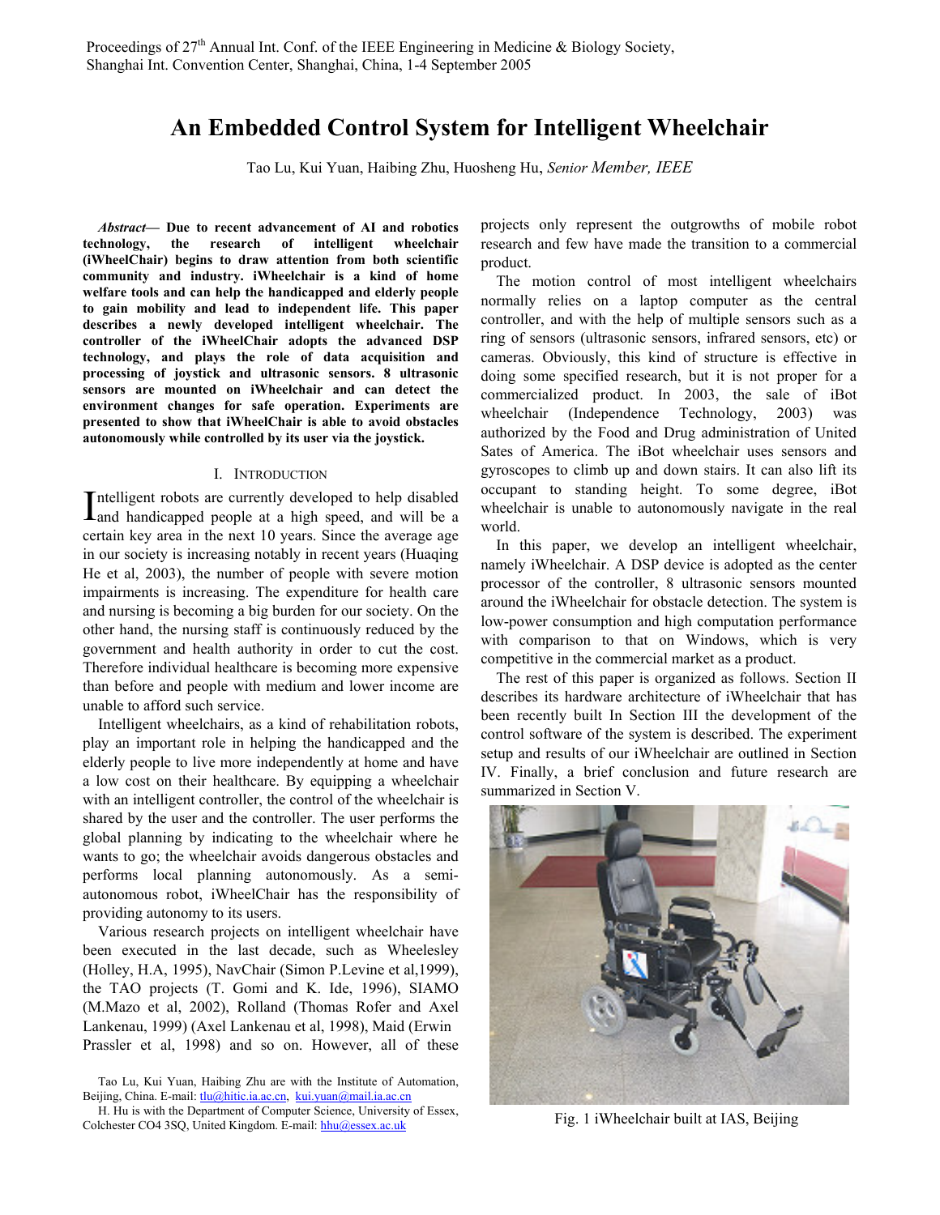Proceedings of 27th Annual Int. Conf. of the IEEE Engineering in Medicine & Biology Society, Shanghai Int. Convention Center, Shanghai, China, 1-4 September 2005

# An Embedded Control System for Intelligent Wheelchair

Tao Lu, Kui Yuan, Haibing Zhu, Huosheng Hu, *Senior Member, IEEE*

***Abstract*— Due to recent advancement of AI and robotics technology, the research of intelligent wheelchair (iWheelChair) begins to draw attention from both scientific community and industry. iWheelChair is a kind of home welfare tools and can help the handicapped and elderly people to gain mobility and lead to independent life. This paper describes a newly developed intelligent wheelchair. The controller of the iWheelChair adopts the advanced DSP technology, and plays the role of data acquisition and processing of joystick and ultrasonic sensors. 8 ultrasonic sensors are mounted on iWheelChair and can detect the environment changes for safe operation. Experiments are presented to show that iWheelChair is able to avoid obstacles autonomously while controlled by its user via the joystick.**

## I. Introduction

Intelligent robots are currently developed to help disabled and handicapped people at a high speed, and will be a certain key area in the next 10 years. Since the average age in our society is increasing notably in recent years (Huaqing He et al, 2003), the number of people with severe motion impairments is increasing. The expenditure for health care and nursing is becoming a big burden for our society. On the other hand, the nursing staff is continuously reduced by the government and health authority in order to cut the cost. Therefore individual healthcare is becoming more expensive than before and people with medium and lower income are unable to afford such service.

Intelligent wheelchairs, as a kind of rehabilitation robots, play an important role in helping the handicapped and the elderly people to live more independently at home and have a low cost on their healthcare. By equipping a wheelchair with an intelligent controller, the control of the wheelchair is shared by the user and the controller. The user performs the global planning by indicating to the wheelchair where he wants to go; the wheelchair avoids dangerous obstacles and performs local planning autonomously. As a semi-autonomous robot, iWheelChair has the responsibility of providing autonomy to its users.

Various research projects on intelligent wheelchair have been executed in the last decade, such as Wheelesley (Holley, H.A, 1995), NavChair (Simon P.Levine et al,1999), the TAO projects (T. Gomi and K. Ide, 1996), SIAMO (M.Mazo et al, 2002), Rolland (Thomas Rofer and Axel Lankenau, 1999) (Axel Lankenau et al, 1998), Maid (Erwin Prassler et al, 1998) and so on. However, all of these projects only represent the outgrowths of mobile robot research and few have made the transition to a commercial product.

The motion control of most intelligent wheelchairs normally relies on a laptop computer as the central controller, and with the help of multiple sensors such as a ring of sensors (ultrasonic sensors, infrared sensors, etc) or cameras. Obviously, this kind of structure is effective in doing some specified research, but it is not proper for a commercialized product. In 2003, the sale of iBot wheelchair (Independence Technology, 2003) was authorized by the Food and Drug administration of United Sates of America. The iBot wheelchair uses sensors and gyroscopes to climb up and down stairs. It can also lift its occupant to standing height. To some degree, iBot wheelchair is unable to autonomously navigate in the real world.

In this paper, we develop an intelligent wheelchair, namely iWheelchair. A DSP device is adopted as the center processor of the controller, 8 ultrasonic sensors mounted around the iWheelchair for obstacle detection. The system is low-power consumption and high computation performance with comparison to that on Windows, which is very competitive in the commercial market as a product.

The rest of this paper is organized as follows. Section II describes its hardware architecture of iWheelchair that has been recently built In Section III the development of the control software of the system is described. The experiment setup and results of our iWheelchair are outlined in Section IV. Finally, a brief conclusion and future research are summarized in Section V.

Fig. 1 iWheelchair built at IAS, Beijing

Tao Lu, Kui Yuan, Haibing Zhu are with the Institute of Automation, Beijing, China. E-mail: tlu@hitic.ia.ac.cn, kui.yuan@mail.ia.ac.cn

H. Hu is with the Department of Computer Science, University of Essex, Colchester CO4 3SQ, United Kingdom. E-mail: hhu@essex.ac.uk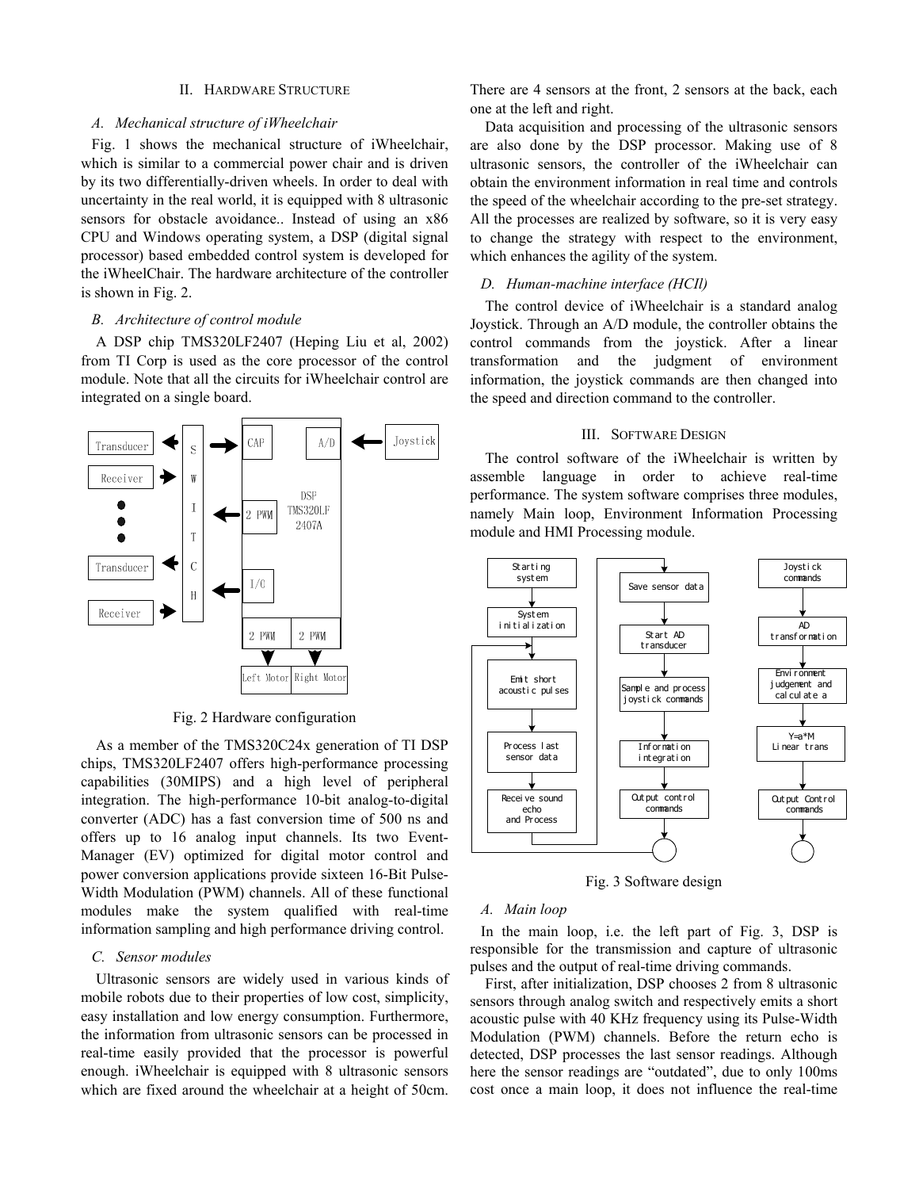## II. Hardware Structure

### A. Mechanical structure of iWheelchair

Fig. 1 shows the mechanical structure of iWheelchair, which is similar to a commercial power chair and is driven by its two differentially-driven wheels. In order to deal with uncertainty in the real world, it is equipped with 8 ultrasonic sensors for obstacle avoidance.. Instead of using an x86 CPU and Windows operating system, a DSP (digital signal processor) based embedded control system is developed for the iWheelChair. The hardware architecture of the controller is shown in Fig. 2.

### B. Architecture of control module

A DSP chip TMS320LF2407 (Heping Liu et al, 2002) from TI Corp is used as the core processor of the control module. Note that all the circuits for iWheelchair control are integrated on a single board.

Fig. 2 Hardware configuration

As a member of the TMS320C24x generation of TI DSP chips, TMS320LF2407 offers high-performance processing capabilities (30MIPS) and a high level of peripheral integration. The high-performance 10-bit analog-to-digital converter (ADC) has a fast conversion time of 500 ns and offers up to 16 analog input channels. Its two Event-Manager (EV) optimized for digital motor control and power conversion applications provide sixteen 16-Bit Pulse-Width Modulation (PWM) channels. All of these functional modules make the system qualified with real-time information sampling and high performance driving control.

### C. Sensor modules

Ultrasonic sensors are widely used in various kinds of mobile robots due to their properties of low cost, simplicity, easy installation and low energy consumption. Furthermore, the information from ultrasonic sensors can be processed in real-time easily provided that the processor is powerful enough. iWheelchair is equipped with 8 ultrasonic sensors which are fixed around the wheelchair at a height of 50cm. There are 4 sensors at the front, 2 sensors at the back, each one at the left and right.

Data acquisition and processing of the ultrasonic sensors are also done by the DSP processor. Making use of 8 ultrasonic sensors, the controller of the iWheelchair can obtain the environment information in real time and controls the speed of the wheelchair according to the pre-set strategy. All the processes are realized by software, so it is very easy to change the strategy with respect to the environment, which enhances the agility of the system.

### D. Human-machine interface (HCIl)

The control device of iWheelchair is a standard analog Joystick. Through an A/D module, the controller obtains the control commands from the joystick. After a linear transformation and the judgment of environment information, the joystick commands are then changed into the speed and direction command to the controller.

## III. Software Design

The control software of the iWheelchair is written by assemble language in order to achieve real-time performance. The system software comprises three modules, namely Main loop, Environment Information Processing module and HMI Processing module.

Fig. 3 Software design

### A. Main loop

In the main loop, i.e. the left part of Fig. 3, DSP is responsible for the transmission and capture of ultrasonic pulses and the output of real-time driving commands.

First, after initialization, DSP chooses 2 from 8 ultrasonic sensors through analog switch and respectively emits a short acoustic pulse with 40 KHz frequency using its Pulse-Width Modulation (PWM) channels. Before the return echo is detected, DSP processes the last sensor readings. Although here the sensor readings are "outdated", due to only 100ms cost once a main loop, it does not influence the real-time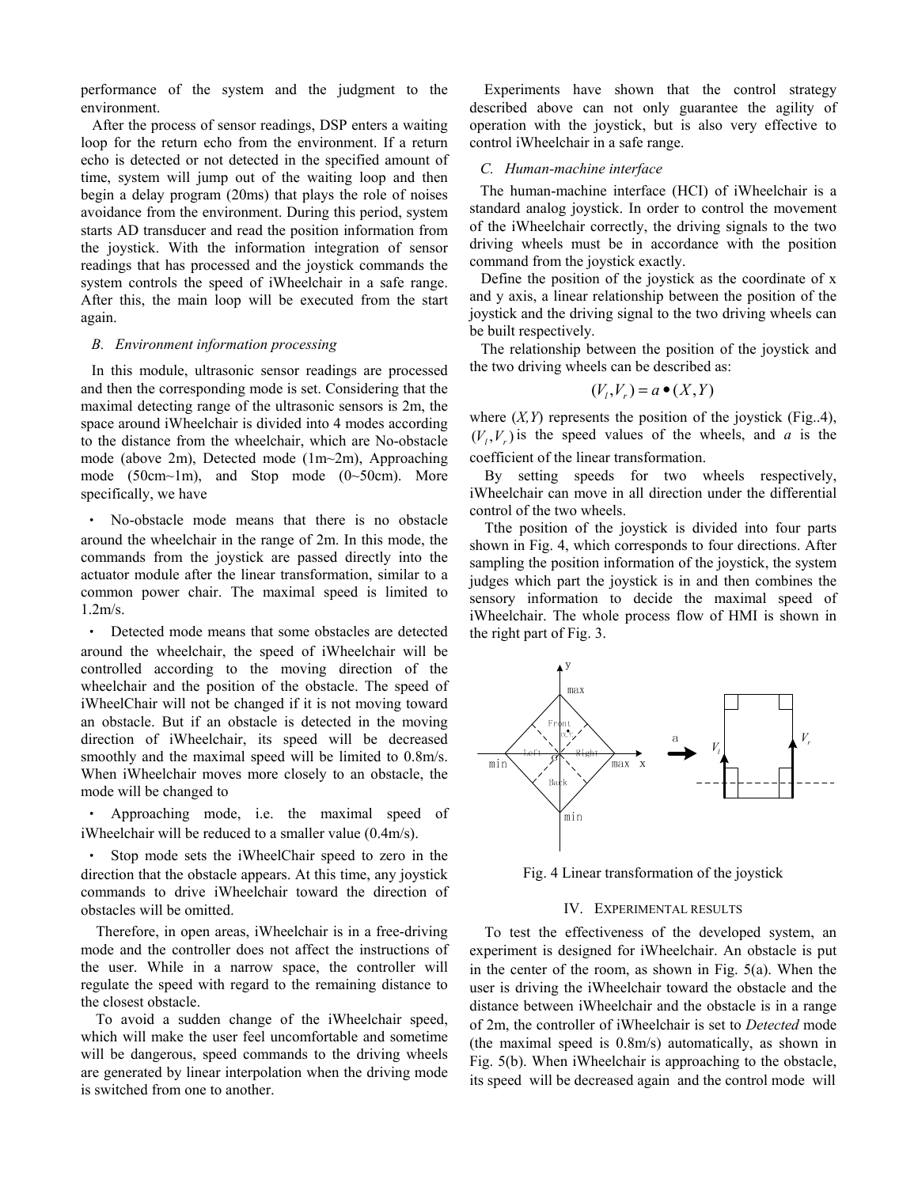performance of the system and the judgment to the environment.

After the process of sensor readings, DSP enters a waiting loop for the return echo from the environment. If a return echo is detected or not detected in the specified amount of time, system will jump out of the waiting loop and then begin a delay program (20ms) that plays the role of noises avoidance from the environment. During this period, system starts AD transducer and read the position information from the joystick. With the information integration of sensor readings that has processed and the joystick commands the system controls the speed of iWheelchair in a safe range. After this, the main loop will be executed from the start again.

### *B. Environment information processing*

In this module, ultrasonic sensor readings are processed and then the corresponding mode is set. Considering that the maximal detecting range of the ultrasonic sensors is 2m, the space around iWheelchair is divided into 4 modes according to the distance from the wheelchair, which are No-obstacle mode (above 2m), Detected mode (1m~2m), Approaching mode (50cm~1m), and Stop mode (0~50cm). More specifically, we have

- No-obstacle mode means that there is no obstacle around the wheelchair in the range of 2m. In this mode, the commands from the joystick are passed directly into the actuator module after the linear transformation, similar to a common power chair. The maximal speed is limited to 1.2m/s.
- Detected mode means that some obstacles are detected around the wheelchair, the speed of iWheelchair will be controlled according to the moving direction of the wheelchair and the position of the obstacle. The speed of iWheelChair will not be changed if it is not moving toward an obstacle. But if an obstacle is detected in the moving direction of iWheelchair, its speed will be decreased smoothly and the maximal speed will be limited to 0.8m/s. When iWheelchair moves more closely to an obstacle, the mode will be changed to
- Approaching mode, i.e. the maximal speed of iWheelchair will be reduced to a smaller value (0.4m/s).
- Stop mode sets the iWheelChair speed to zero in the direction that the obstacle appears. At this time, any joystick commands to drive iWheelchair toward the direction of obstacles will be omitted.

Therefore, in open areas, iWheelchair is in a free-driving mode and the controller does not affect the instructions of the user. While in a narrow space, the controller will regulate the speed with regard to the remaining distance to the closest obstacle.

To avoid a sudden change of the iWheelchair speed, which will make the user feel uncomfortable and sometime will be dangerous, speed commands to the driving wheels are generated by linear interpolation when the driving mode is switched from one to another.

Experiments have shown that the control strategy described above can not only guarantee the agility of operation with the joystick, but is also very effective to control iWheelchair in a safe range.

### *C. Human-machine interface*

The human-machine interface (HCI) of iWheelchair is a standard analog joystick. In order to control the movement of the iWheelchair correctly, the driving signals to the two driving wheels must be in accordance with the position command from the joystick exactly.

Define the position of the joystick as the coordinate of x and y axis, a linear relationship between the position of the joystick and the driving signal to the two driving wheels can be built respectively.

The relationship between the position of the joystick and the two driving wheels can be described as:

$$(V_l, V_r) = a \bullet (X, Y)$$

where $(X,Y)$ represents the position of the joystick (Fig..4), $(V_l, V_r)$ is the speed values of the wheels, and $a$ is the coefficient of the linear transformation.

By setting speeds for two wheels respectively, iWheelchair can move in all direction under the differential control of the two wheels.

Tthe position of the joystick is divided into four parts shown in Fig. 4, which corresponds to four directions. After sampling the position information of the joystick, the system judges which part the joystick is in and then combines the sensory information to decide the maximal speed of iWheelchair. The whole process flow of HMI is shown in the right part of Fig. 3.

y
max
Front
(X,Y)
Left
Right
O
min
max
x
Back
min
a
$V_l$
$V_r$

Fig. 4 Linear transformation of the joystick

## IV. Experimental results

To test the effectiveness of the developed system, an experiment is designed for iWheelchair. An obstacle is put in the center of the room, as shown in Fig. 5(a). When the user is driving the iWheelchair toward the obstacle and the distance between iWheelchair and the obstacle is in a range of 2m, the controller of iWheelchair is set to *Detected* mode (the maximal speed is 0.8m/s) automatically, as shown in Fig. 5(b). When iWheelchair is approaching to the obstacle, its speed will be decreased again and the control mode will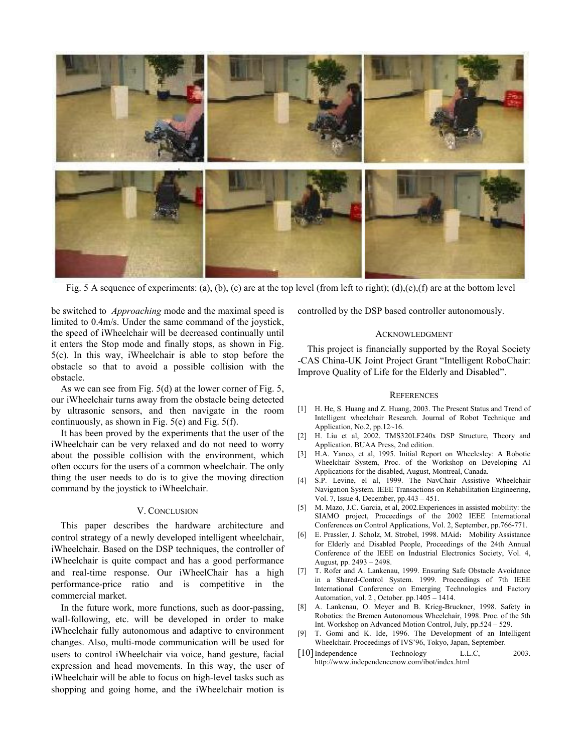Fig. 5 A sequence of experiments: (a), (b), (c) are at the top level (from left to right); (d),(e),(f) are at the bottom level

be switched to *Approaching* mode and the maximal speed is limited to 0.4m/s. Under the same command of the joystick, the speed of iWheelchair will be decreased continually until it enters the Stop mode and finally stops, as shown in Fig. 5(c). In this way, iWheelchair is able to stop before the obstacle so that to avoid a possible collision with the obstacle.

As we can see from Fig. 5(d) at the lower corner of Fig. 5, our iWheelchair turns away from the obstacle being detected by ultrasonic sensors, and then navigate in the room continuously, as shown in Fig. 5(e) and Fig. 5(f).

It has been proved by the experiments that the user of the iWheelchair can be very relaxed and do not need to worry about the possible collision with the environment, which often occurs for the users of a common wheelchair. The only thing the user needs to do is to give the moving direction command by the joystick to iWheelchair.

## V. Conclusion

This paper describes the hardware architecture and control strategy of a newly developed intelligent wheelchair, iWheelchair. Based on the DSP techniques, the controller of iWheelchair is quite compact and has a good performance and real-time response. Our iWheelChair has a high performance-price ratio and is competitive in the commercial market.

In the future work, more functions, such as door-passing, wall-following, etc. will be developed in order to make iWheelchair fully autonomous and adaptive to environment changes. Also, multi-mode communication will be used for users to control iWheelchair via voice, hand gesture, facial expression and head movements. In this way, the user of iWheelchair will be able to focus on high-level tasks such as shopping and going home, and the iWheelchair motion is controlled by the DSP based controller autonomously.

## Acknowledgment

This project is financially supported by the Royal Society -CAS China-UK Joint Project Grant "Intelligent RoboChair: Improve Quality of Life for the Elderly and Disabled".

## References

[1] H. He, S. Huang and Z. Huang, 2003. The Present Status and Trend of Intelligent wheelchair Research. Journal of Robot Technique and Application, No.2, pp.12~16.

[2] H. Liu et al, 2002. TMS320LF240x DSP Structure, Theory and Application. BUAA Press, 2nd edition.

[3] H.A. Yanco, et al, 1995. Initial Report on Wheelesley: A Robotic Wheelchair System, Proc. of the Workshop on Developing AI Applications for the disabled, August, Montreal, Canada.

[4] S.P. Levine, el al, 1999. The NavChair Assistive Wheelchair Navigation System. IEEE Transactions on Rehabilitation Engineering, Vol. 7, Issue 4, December, pp.443 – 451.

[5] M. Mazo, J.C. Garcia, et al, 2002.Experiences in assisted mobility: the SIAMO project, Proceedings of the 2002 IEEE International Conferences on Control Applications, Vol. 2, September, pp.766-771.

[6] E. Prassler, J. Scholz, M. Strobel, 1998. MAid： Mobility Assistance for Elderly and Disabled People, Proceedings of the 24th Annual Conference of the IEEE on Industrial Electronics Society, Vol. 4, August, pp. 2493 – 2498.

[7] T. Rofer and A. Lankenau, 1999. Ensuring Safe Obstacle Avoidance in a Shared-Control System. 1999. Proceedings of 7th IEEE International Conference on Emerging Technologies and Factory Automation, vol. 2 , October. pp.1405 – 1414.

[8] A. Lankenau, O. Meyer and B. Krieg-Bruckner, 1998. Safety in Robotics: the Bremen Autonomous Wheelchair, 1998. Proc. of the 5th Int. Workshop on Advanced Motion Control, July, pp.524 – 529.

[9] T. Gomi and K. Ide, 1996. The Development of an Intelligent Wheelchair. Proceedings of IVS'96, Tokyo, Japan, September.

[10] Independence Technology L.L.C, 2003. http://www.independencenow.com/ibot/index.html